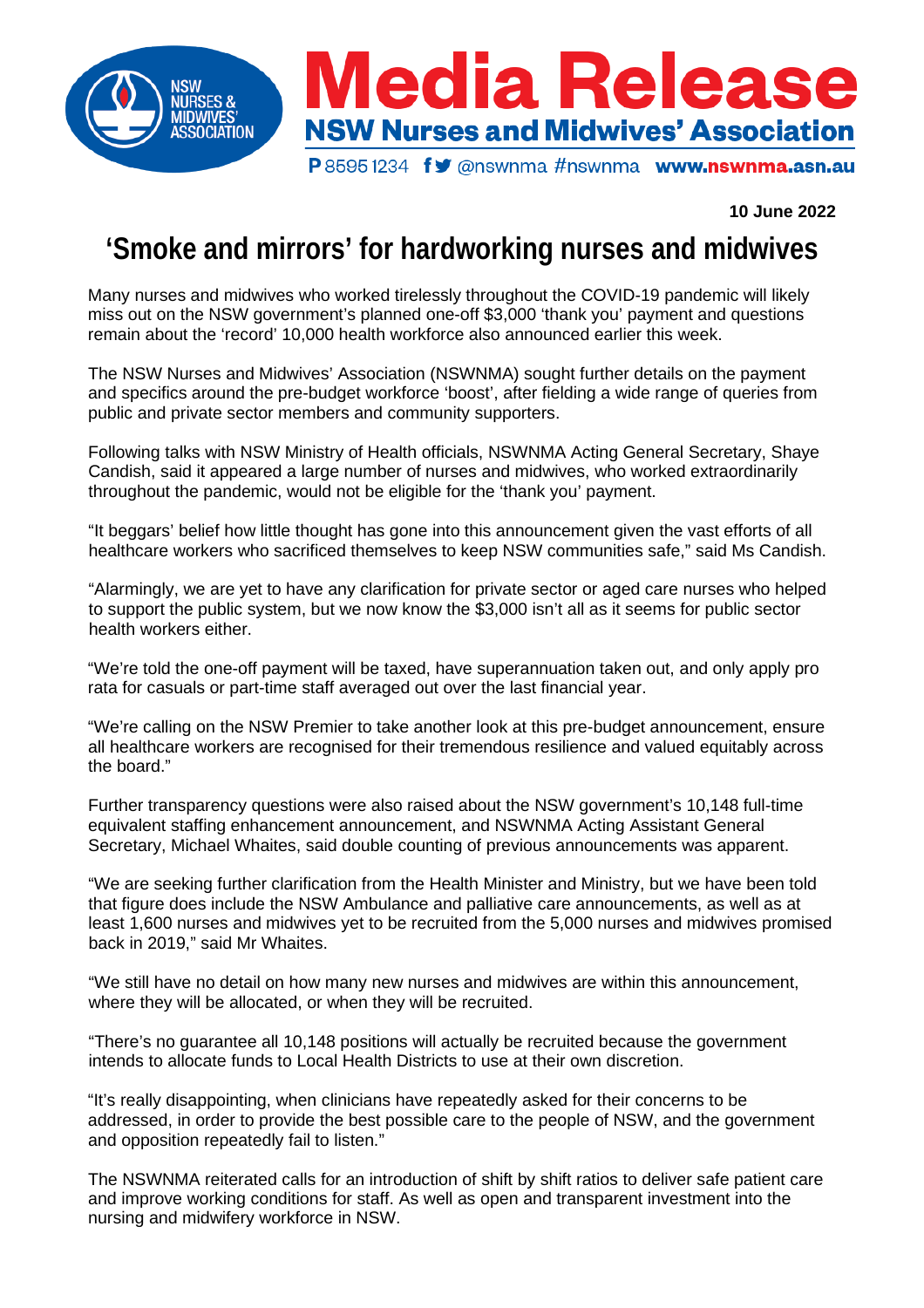**Media Release**

**NSW Nurses and Midwives' Association**

P 8595 1234 @nswnma #nswnma www.nswnma.asn.au

**10 June 2022**

# 'Smoke and mirrors' for hardworking nurses and midwives

Many nurses and midwives who worked tirelessly throughout the COVID-19 pandemic will likely miss out on the NSW government's planned one-off $3,000 'thank you' payment and questions remain about the 'record' 10,000 health workforce also announced earlier this week.

The NSW Nurses and Midwives' Association (NSWNMA) sought further details on the payment and specifics around the pre-budget workforce 'boost', after fielding a wide range of queries from public and private sector members and community supporters.

Following talks with NSW Ministry of Health officials, NSWNMA Acting General Secretary, Shaye Candish, said it appeared a large number of nurses and midwives, who worked extraordinarily throughout the pandemic, would not be eligible for the 'thank you' payment.

"It beggars' belief how little thought has gone into this announcement given the vast efforts of all healthcare workers who sacrificed themselves to keep NSW communities safe," said Ms Candish.

"Alarmingly, we are yet to have any clarification for private sector or aged care nurses who helped to support the public system, but we now know the $3,000 isn't all as it seems for public sector health workers either.

"We're told the one-off payment will be taxed, have superannuation taken out, and only apply pro rata for casuals or part-time staff averaged out over the last financial year.

"We're calling on the NSW Premier to take another look at this pre-budget announcement, ensure all healthcare workers are recognised for their tremendous resilience and valued equitably across the board."

Further transparency questions were also raised about the NSW government's 10,148 full-time equivalent staffing enhancement announcement, and NSWNMA Acting Assistant General Secretary, Michael Whaites, said double counting of previous announcements was apparent.

"We are seeking further clarification from the Health Minister and Ministry, but we have been told that figure does include the NSW Ambulance and palliative care announcements, as well as at least 1,600 nurses and midwives yet to be recruited from the 5,000 nurses and midwives promised back in 2019," said Mr Whaites.

"We still have no detail on how many new nurses and midwives are within this announcement, where they will be allocated, or when they will be recruited.

"There's no guarantee all 10,148 positions will actually be recruited because the government intends to allocate funds to Local Health Districts to use at their own discretion.

"It's really disappointing, when clinicians have repeatedly asked for their concerns to be addressed, in order to provide the best possible care to the people of NSW, and the government and opposition repeatedly fail to listen."

The NSWNMA reiterated calls for an introduction of shift by shift ratios to deliver safe patient care and improve working conditions for staff. As well as open and transparent investment into the nursing and midwifery workforce in NSW.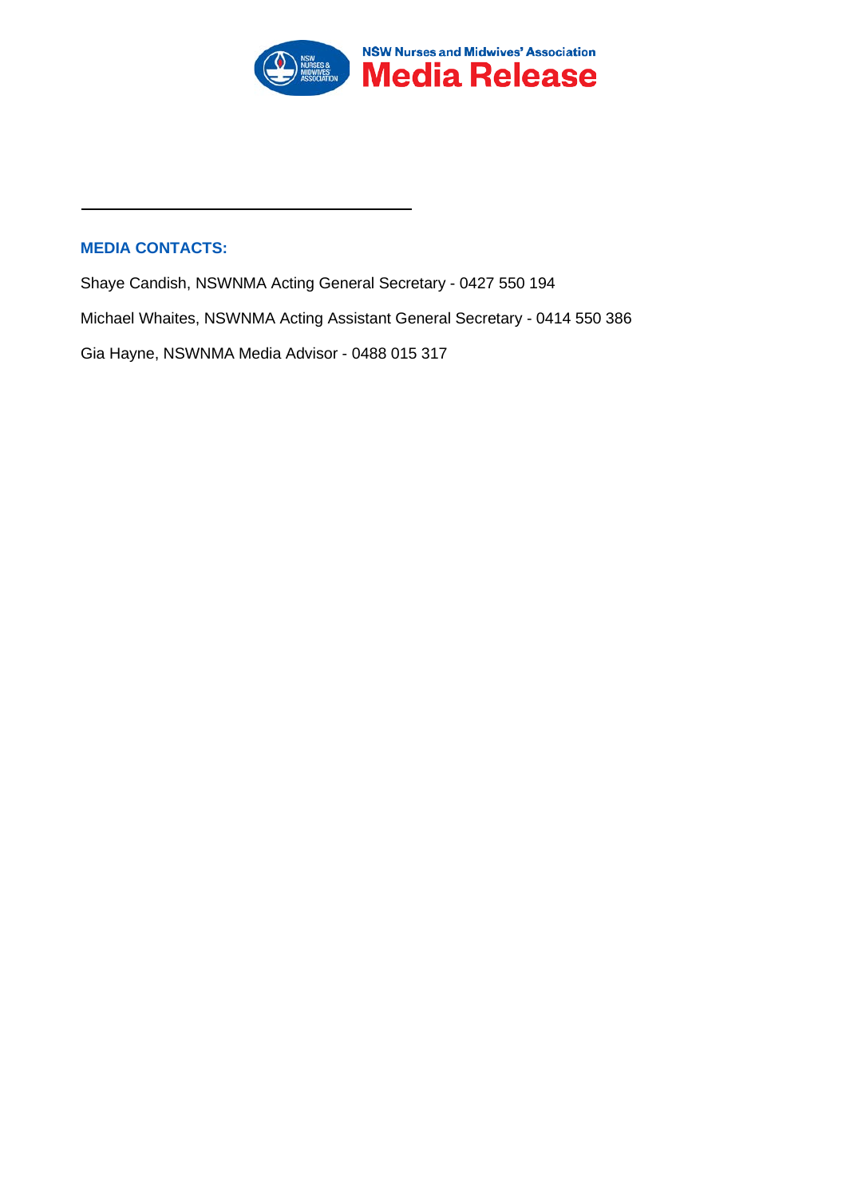**MEDIA CONTACTS:**

Shaye Candish, NSWNMA Acting General Secretary - 0427 550 194

Michael Whaites, NSWNMA Acting Assistant General Secretary - 0414 550 386

Gia Hayne, NSWNMA Media Advisor - 0488 015 317